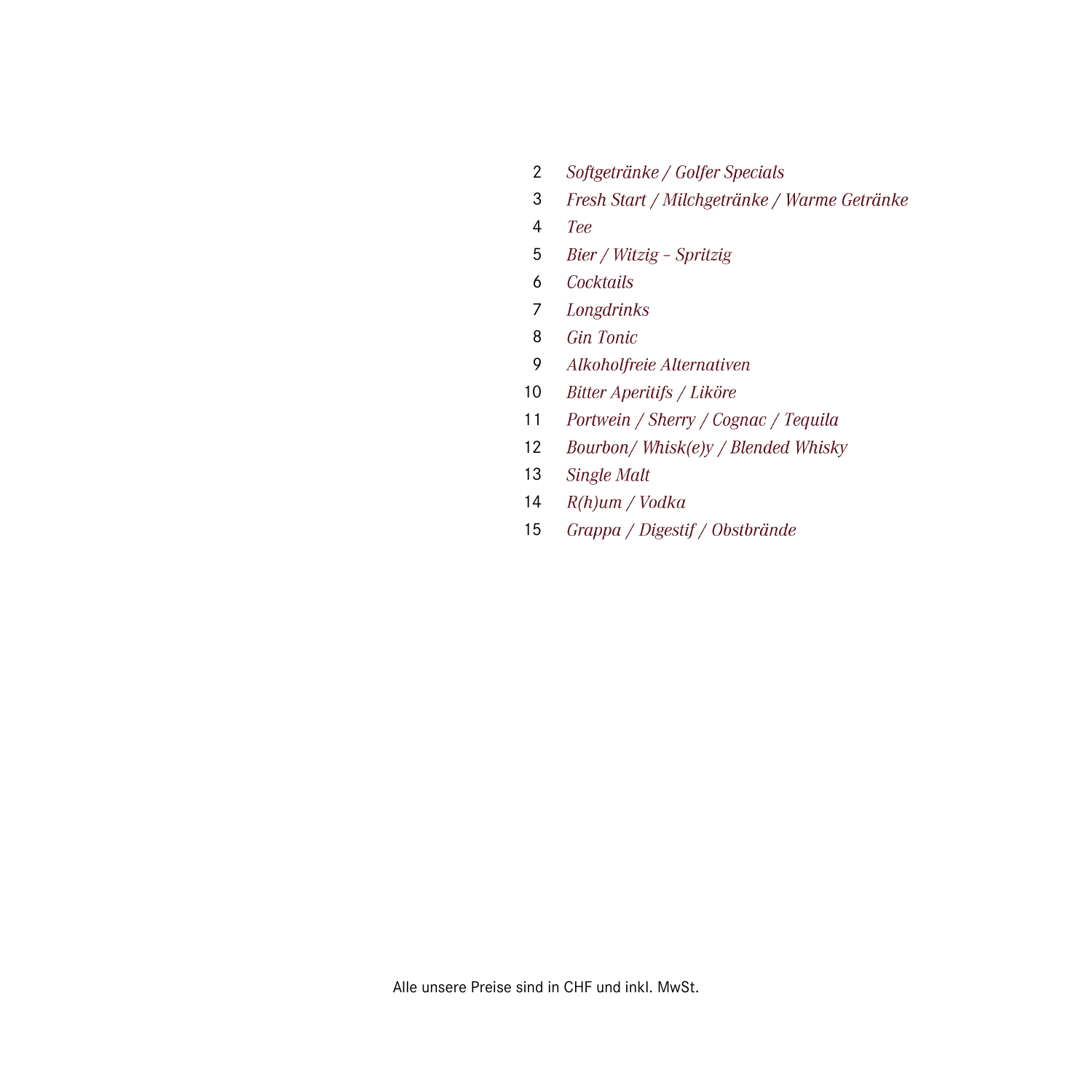2 *Softgetränke / Golfer Specials*
3 *Fresh Start / Milchgetränke / Warme Getränke*
4 *Tee*
5 *Bier / Witzig – Spritzig*
6 *Cocktails*
7 *Longdrinks*
8 *Gin Tonic*
9 *Alkoholfreie Alternativen*
10 *Bitter Aperitifs / Liköre*
11 *Portwein / Sherry / Cognac / Tequila*
12 *Bourbon/ Whisk(e)y / Blended Whisky*
13 *Single Malt*
14 *R(h)um / Vodka*
15 *Grappa / Digestif / Obstbrände*

Alle unsere Preise sind in CHF und inkl. MwSt.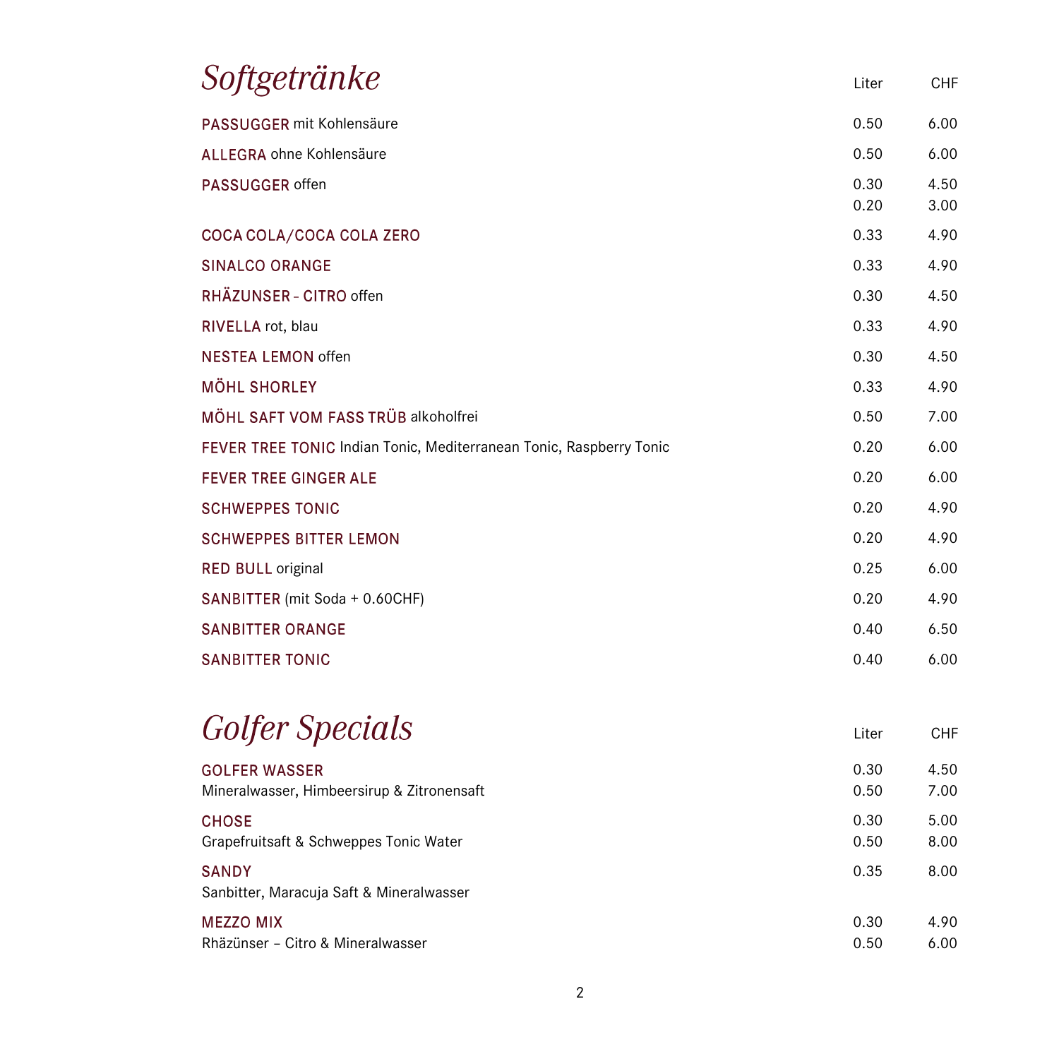# Softgetränke

| | Liter | CHF |
|---|---|---|
| **PASSUGGER** mit Kohlensäure | 0.50 | 6.00 |
| **ALLEGRA** ohne Kohlensäure | 0.50 | 6.00 |
| **PASSUGGER** offen | 0.30 | 4.50 |
| | 0.20 | 3.00 |
| **COCA COLA/COCA COLA ZERO** | 0.33 | 4.90 |
| **SINALCO ORANGE** | 0.33 | 4.90 |
| **RHÄZUNSER – CITRO** offen | 0.30 | 4.50 |
| **RIVELLA** rot, blau | 0.33 | 4.90 |
| **NESTEA LEMON** offen | 0.30 | 4.50 |
| **MÖHL SHORLEY** | 0.33 | 4.90 |
| **MÖHL SAFT VOM FASS TRÜB** alkoholfrei | 0.50 | 7.00 |
| **FEVER TREE TONIC** Indian Tonic, Mediterranean Tonic, Raspberry Tonic | 0.20 | 6.00 |
| **FEVER TREE GINGER ALE** | 0.20 | 6.00 |
| **SCHWEPPES TONIC** | 0.20 | 4.90 |
| **SCHWEPPES BITTER LEMON** | 0.20 | 4.90 |
| **RED BULL** original | 0.25 | 6.00 |
| **SANBITTER** (mit Soda + 0.60CHF) | 0.20 | 4.90 |
| **SANBITTER ORANGE** | 0.40 | 6.50 |
| **SANBITTER TONIC** | 0.40 | 6.00 |

# Golfer Specials

| | Liter | CHF |
|---|---|---|
| **GOLFER WASSER** | 0.30 | 4.50 |
| Mineralwasser, Himbeersirup & Zitronensaft | 0.50 | 7.00 |
| **CHOSE** | 0.30 | 5.00 |
| Grapefruitsaft & Schweppes Tonic Water | 0.50 | 8.00 |
| **SANDY** | 0.35 | 8.00 |
| Sanbitter, Maracuja Saft & Mineralwasser | | |
| **MEZZO MIX** | 0.30 | 4.90 |
| Rhäzünser – Citro & Mineralwasser | 0.50 | 6.00 |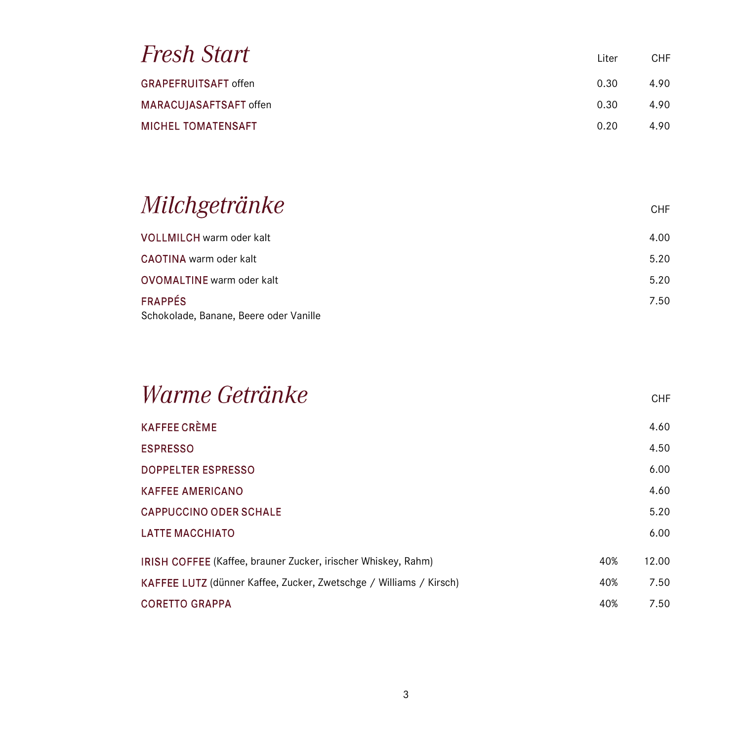# *Fresh Start*

| | Liter | CHF |
|---|---|---|
| **GRAPEFRUITSAFT** offen | 0.30 | 4.90 |
| **MARACUJASAFTSAFT** offen | 0.30 | 4.90 |
| **MICHEL TOMATENSAFT** | 0.20 | 4.90 |

# *Milchgetränke*

| | CHF |
|---|---|
| **VOLLMILCH** warm oder kalt | 4.00 |
| **CAOTINA** warm oder kalt | 5.20 |
| **OVOMALTINE** warm oder kalt | 5.20 |
| **FRAPPÉS**<br>Schokolade, Banane, Beere oder Vanille | 7.50 |

# *Warme Getränke*

| | | CHF |
|---|---|---|
| **KAFFEE CRÈME** | | 4.60 |
| **ESPRESSO** | | 4.50 |
| **DOPPELTER ESPRESSO** | | 6.00 |
| **KAFFEE AMERICANO** | | 4.60 |
| **CAPPUCCINO ODER SCHALE** | | 5.20 |
| **LATTE MACCHIATO** | | 6.00 |
| **IRISH COFFEE** (Kaffee, brauner Zucker, irischer Whiskey, Rahm) | 40% | 12.00 |
| **KAFFEE LUTZ** (dünner Kaffee, Zucker, Zwetschge / Williams / Kirsch) | 40% | 7.50 |
| **CORETTO GRAPPA** | 40% | 7.50 |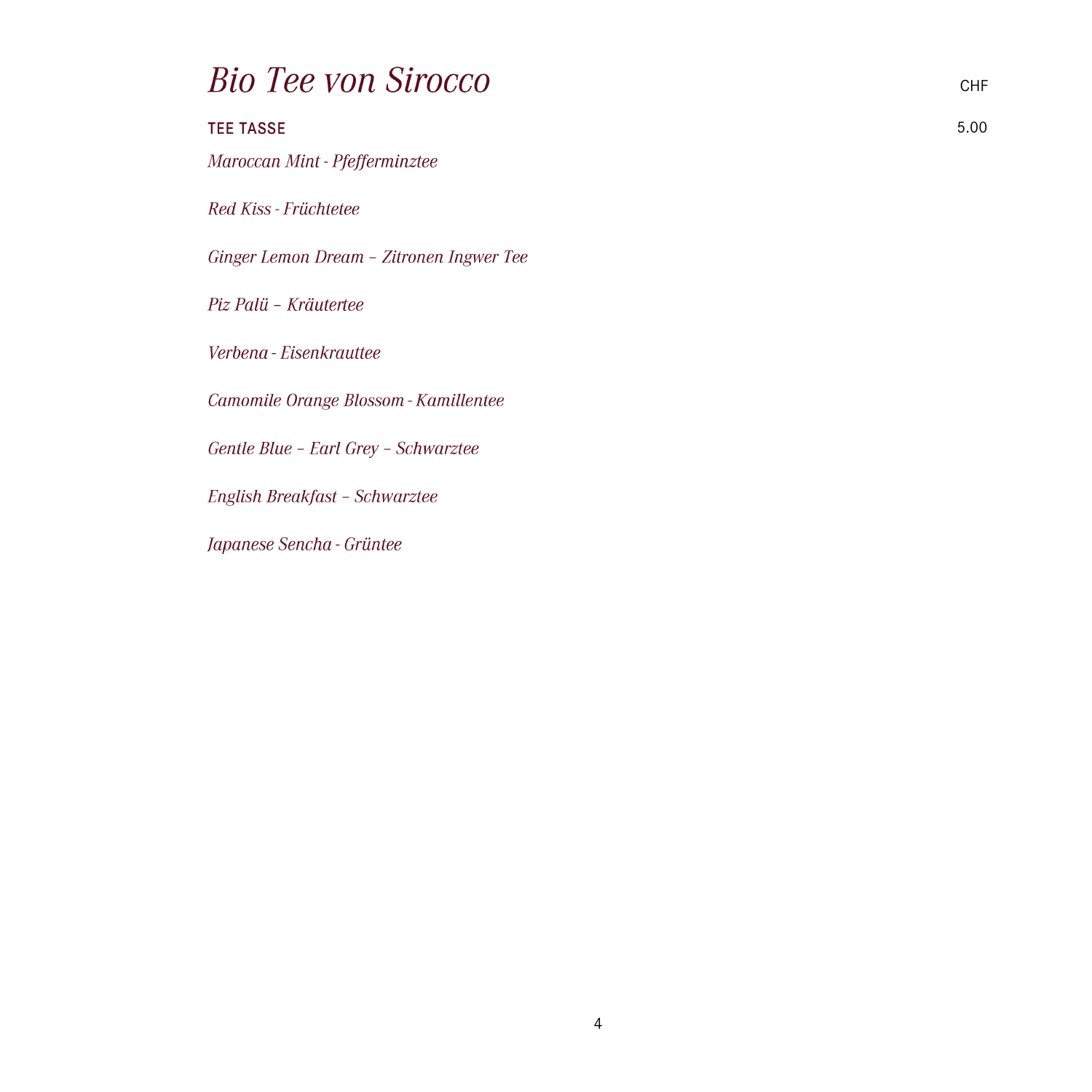# *Bio Tee von Sirocco*

CHF

**TEE TASSE** 5.00

*Maroccan Mint - Pfefferminztee*

*Red Kiss - Früchtetee*

*Ginger Lemon Dream – Zitronen Ingwer Tee*

*Piz Palü – Kräutertee*

*Verbena - Eisenkrauttee*

*Camomile Orange Blossom - Kamillentee*

*Gentle Blue – Earl Grey – Schwarztee*

*English Breakfast – Schwarztee*

*Japanese Sencha - Grüntee*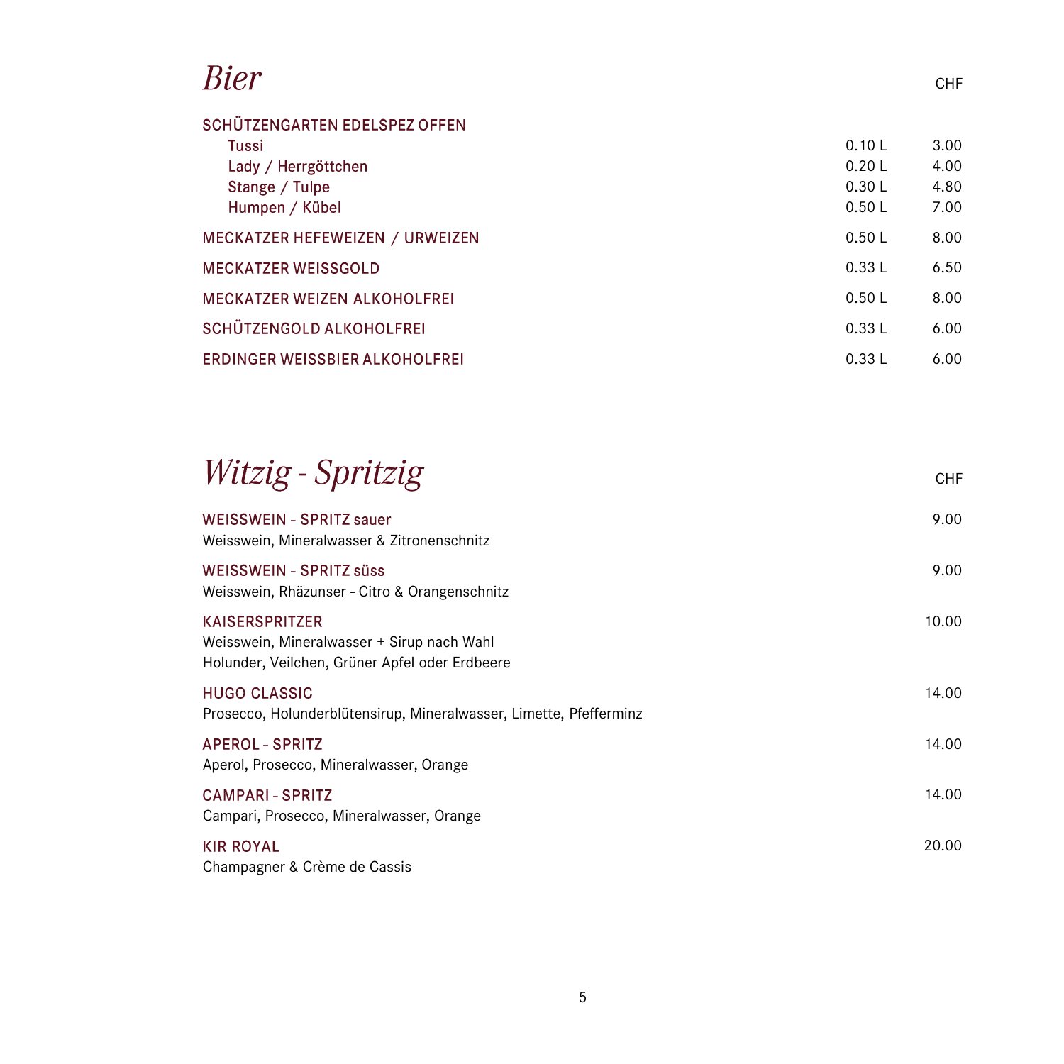# *Bier*

| | | CHF |
|---|---|---|
| **SCHÜTZENGARTEN EDELSPEZ OFFEN** | | |
| Tussi | 0.10 L | 3.00 |
| Lady / Herrgöttchen | 0.20 L | 4.00 |
| Stange / Tulpe | 0.30 L | 4.80 |
| Humpen / Kübel | 0.50 L | 7.00 |
| **MECKATZER HEFEWEIZEN / URWEIZEN** | 0.50 L | 8.00 |
| **MECKATZER WEISSGOLD** | 0.33 L | 6.50 |
| **MECKATZER WEIZEN ALKOHOLFREI** | 0.50 L | 8.00 |
| **SCHÜTZENGOLD ALKOHOLFREI** | 0.33 L | 6.00 |
| **ERDINGER WEISSBIER ALKOHOLFREI** | 0.33 L | 6.00 |

# *Witzig - Spritzig*

CHF

**WEISSWEIN - SPRITZ sauer** — 9.00
Weisswein, Mineralwasser & Zitronenschnitz

**WEISSWEIN - SPRITZ süss** — 9.00
Weisswein, Rhäzunser - Citro & Orangenschnitz

**KAISERSPRITZER** — 10.00
Weisswein, Mineralwasser + Sirup nach Wahl
Holunder, Veilchen, Grüner Apfel oder Erdbeere

**HUGO CLASSIC** — 14.00
Prosecco, Holunderblütensirup, Mineralwasser, Limette, Pfefferminz

**APEROL - SPRITZ** — 14.00
Aperol, Prosecco, Mineralwasser, Orange

**CAMPARI - SPRITZ** — 14.00
Campari, Prosecco, Mineralwasser, Orange

**KIR ROYAL** — 20.00
Champagner & Crème de Cassis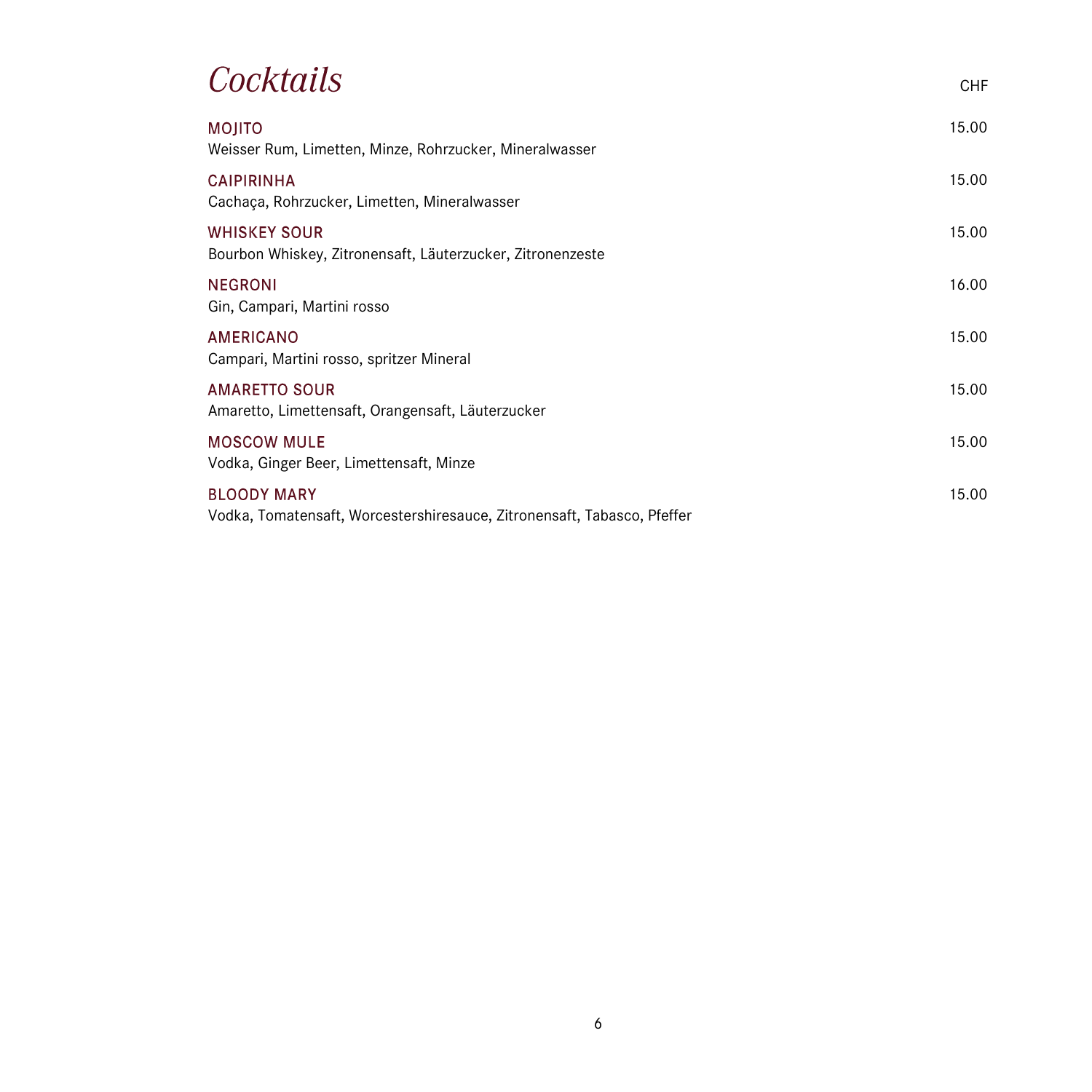# *Cocktails*

CHF

| | |
|---|---|
| **MOJITO**<br>Weisser Rum, Limetten, Minze, Rohrzucker, Mineralwasser | 15.00 |
| **CAIPIRINHA**<br>Cachaça, Rohrzucker, Limetten, Mineralwasser | 15.00 |
| **WHISKEY SOUR**<br>Bourbon Whiskey, Zitronensaft, Läuterzucker, Zitronenzeste | 15.00 |
| **NEGRONI**<br>Gin, Campari, Martini rosso | 16.00 |
| **AMERICANO**<br>Campari, Martini rosso, spritzer Mineral | 15.00 |
| **AMARETTO SOUR**<br>Amaretto, Limettensaft, Orangensaft, Läuterzucker | 15.00 |
| **MOSCOW MULE**<br>Vodka, Ginger Beer, Limettensaft, Minze | 15.00 |
| **BLOODY MARY**<br>Vodka, Tomatensaft, Worcestershiresauce, Zitronensaft, Tabasco, Pfeffer | 15.00 |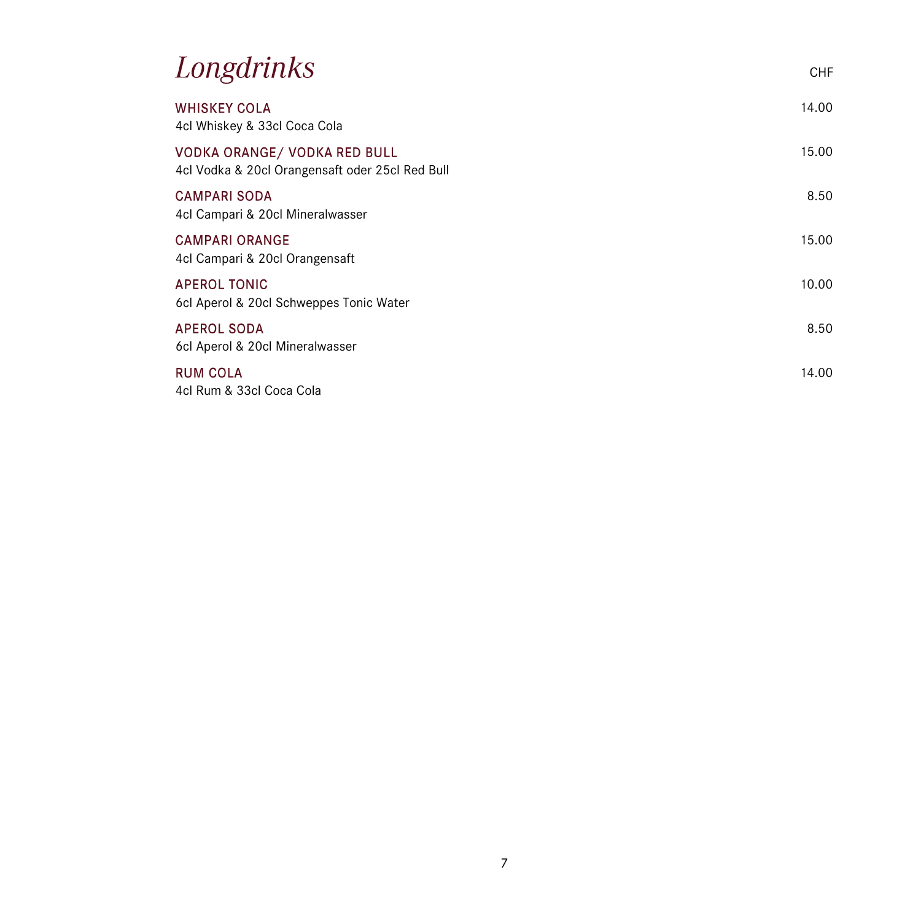# *Longdrinks*

| | CHF |
|---|---|
| **WHISKEY COLA**<br>4cl Whiskey & 33cl Coca Cola | 14.00 |
| **VODKA ORANGE/ VODKA RED BULL**<br>4cl Vodka & 20cl Orangensaft oder 25cl Red Bull | 15.00 |
| **CAMPARI SODA**<br>4cl Campari & 20cl Mineralwasser | 8.50 |
| **CAMPARI ORANGE**<br>4cl Campari & 20cl Orangensaft | 15.00 |
| **APEROL TONIC**<br>6cl Aperol & 20cl Schweppes Tonic Water | 10.00 |
| **APEROL SODA**<br>6cl Aperol & 20cl Mineralwasser | 8.50 |
| **RUM COLA**<br>4cl Rum & 33cl Coca Cola | 14.00 |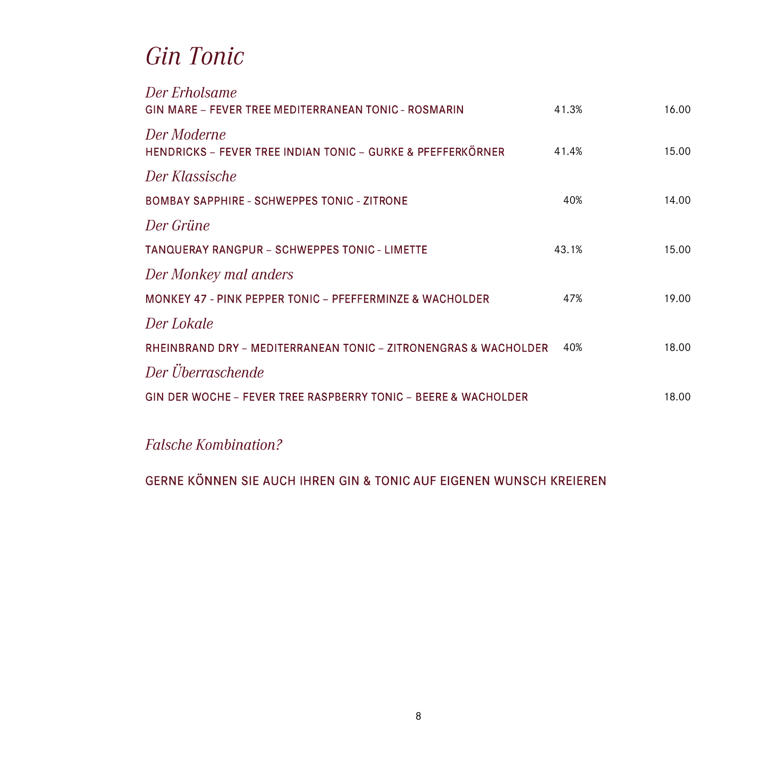# *Gin Tonic*

| | | |
|---|---|---|
| *Der Erholsame* | | |
| GIN MARE – FEVER TREE MEDITERRANEAN TONIC - ROSMARIN | 41.3% | 16.00 |
| *Der Moderne* | | |
| HENDRICKS – FEVER TREE INDIAN TONIC – GURKE & PFEFFERKÖRNER | 41.4% | 15.00 |
| *Der Klassische* | | |
| BOMBAY SAPPHIRE - SCHWEPPES TONIC - ZITRONE | 40% | 14.00 |
| *Der Grüne* | | |
| TANQUERAY RANGPUR – SCHWEPPES TONIC - LIMETTE | 43.1% | 15.00 |
| *Der Monkey mal anders* | | |
| MONKEY 47 - PINK PEPPER TONIC – PFEFFERMINZE & WACHOLDER | 47% | 19.00 |
| *Der Lokale* | | |
| RHEINBRAND DRY – MEDITERRANEAN TONIC – ZITRONENGRAS & WACHOLDER | 40% | 18.00 |
| *Der Überraschende* | | |
| GIN DER WOCHE – FEVER TREE RASPBERRY TONIC – BEERE & WACHOLDER | | 18.00 |

*Falsche Kombination?*

GERNE KÖNNEN SIE AUCH IHREN GIN & TONIC AUF EIGENEN WUNSCH KREIEREN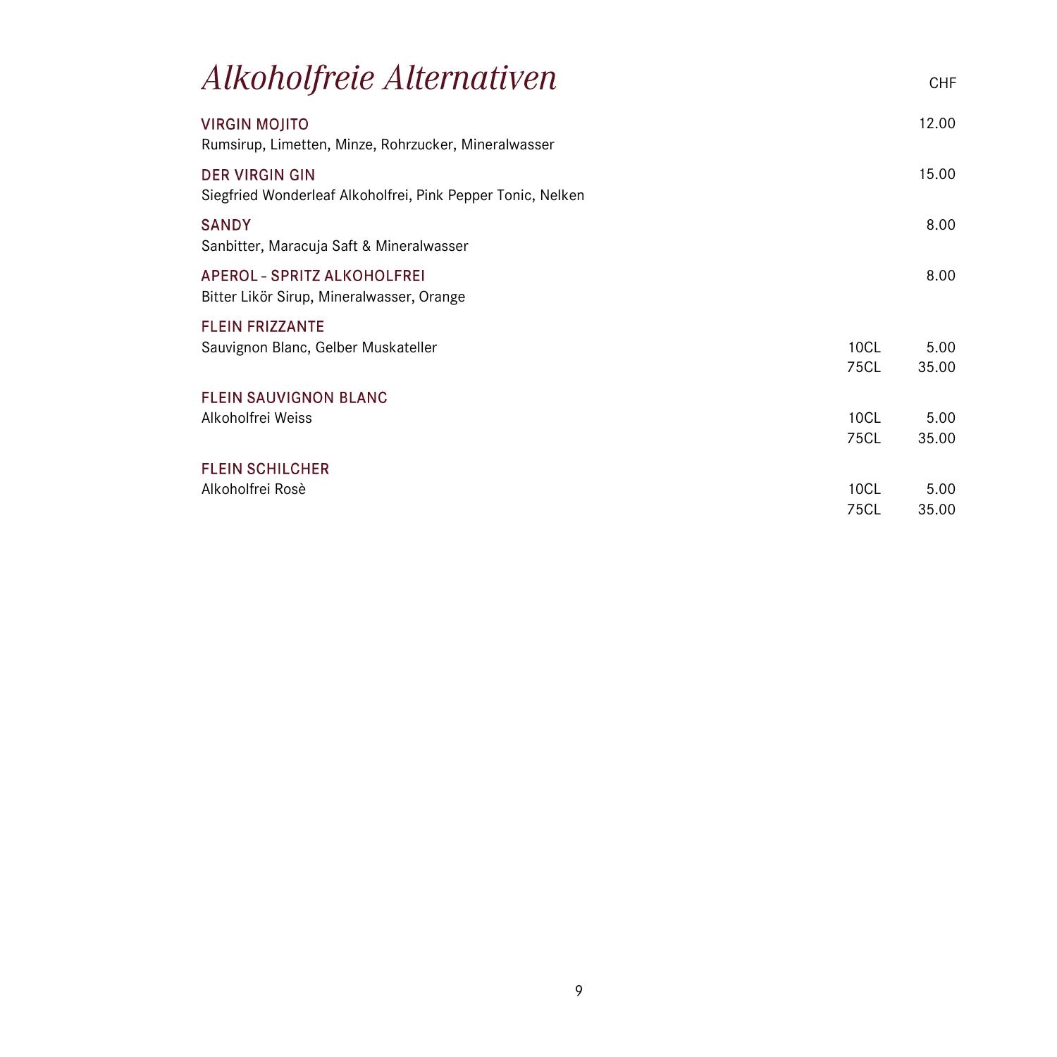# *Alkoholfreie Alternativen*

| | | CHF |
|---|---|---|
| **VIRGIN MOJITO**<br>Rumsirup, Limetten, Minze, Rohrzucker, Mineralwasser | | 12.00 |
| **DER VIRGIN GIN**<br>Siegfried Wonderleaf Alkoholfrei, Pink Pepper Tonic, Nelken | | 15.00 |
| **SANDY**<br>Sanbitter, Maracuja Saft & Mineralwasser | | 8.00 |
| **APEROL – SPRITZ ALKOHOLFREI**<br>Bitter Likör Sirup, Mineralwasser, Orange | | 8.00 |
| **FLEIN FRIZZANTE**<br>Sauvignon Blanc, Gelber Muskateller | 10CL | 5.00 |
| | 75CL | 35.00 |
| **FLEIN SAUVIGNON BLANC**<br>Alkoholfrei Weiss | 10CL | 5.00 |
| | 75CL | 35.00 |
| **FLEIN SCHILCHER**<br>Alkoholfrei Rosè | 10CL | 5.00 |
| | 75CL | 35.00 |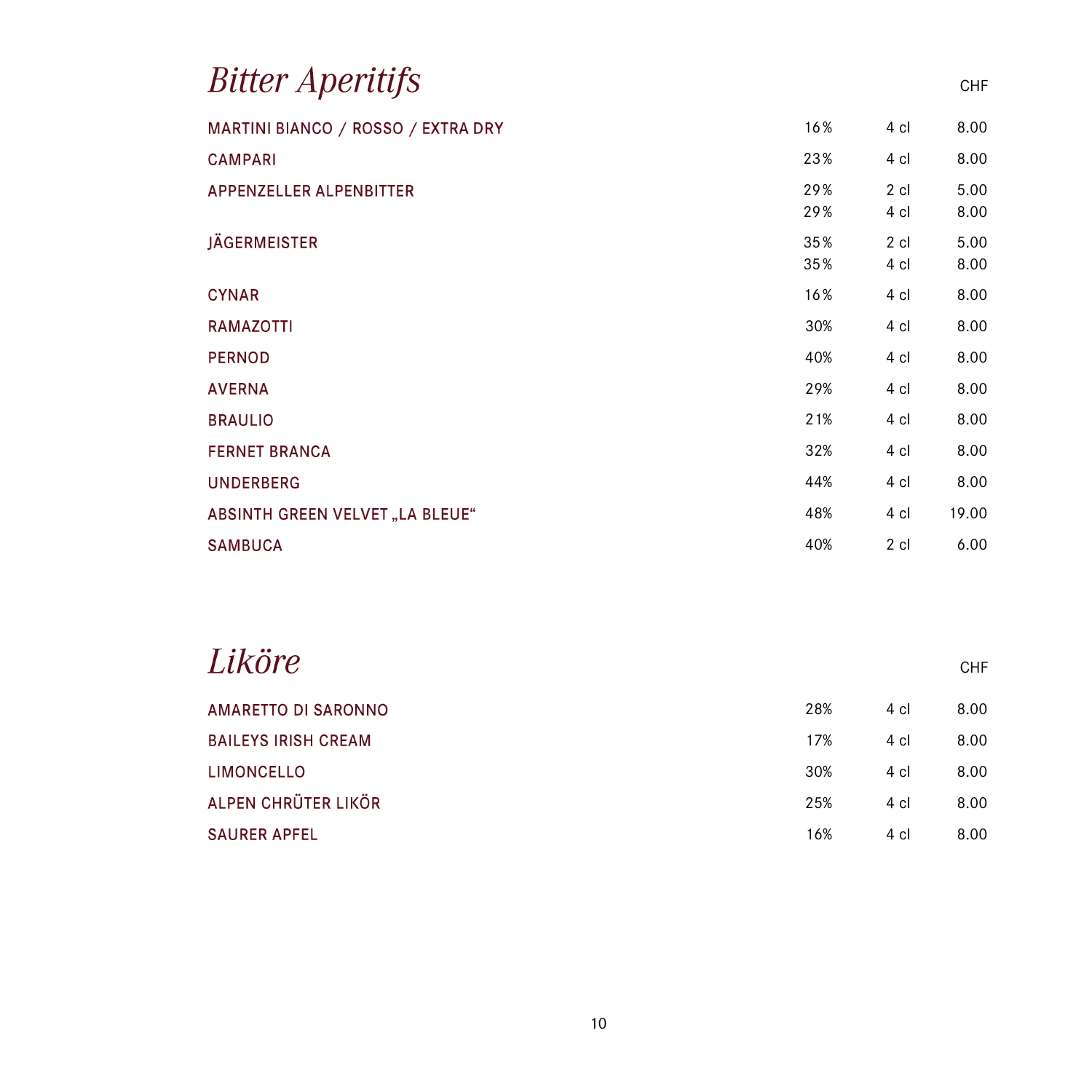# Bitter Aperitifs

| | | | CHF |
|---|---|---|---|
| MARTINI BIANCO / ROSSO / EXTRA DRY | 16% | 4 cl | 8.00 |
| CAMPARI | 23% | 4 cl | 8.00 |
| APPENZELLER ALPENBITTER | 29% | 2 cl | 5.00 |
| | 29% | 4 cl | 8.00 |
| JÄGERMEISTER | 35% | 2 cl | 5.00 |
| | 35% | 4 cl | 8.00 |
| CYNAR | 16% | 4 cl | 8.00 |
| RAMAZOTTI | 30% | 4 cl | 8.00 |
| PERNOD | 40% | 4 cl | 8.00 |
| AVERNA | 29% | 4 cl | 8.00 |
| BRAULIO | 21% | 4 cl | 8.00 |
| FERNET BRANCA | 32% | 4 cl | 8.00 |
| UNDERBERG | 44% | 4 cl | 8.00 |
| ABSINTH GREEN VELVET „LA BLEUE“ | 48% | 4 cl | 19.00 |
| SAMBUCA | 40% | 2 cl | 6.00 |

# Liköre

| | | | CHF |
|---|---|---|---|
| AMARETTO DI SARONNO | 28% | 4 cl | 8.00 |
| BAILEYS IRISH CREAM | 17% | 4 cl | 8.00 |
| LIMONCELLO | 30% | 4 cl | 8.00 |
| ALPEN CHRÜTER LIKÖR | 25% | 4 cl | 8.00 |
| SAURER APFEL | 16% | 4 cl | 8.00 |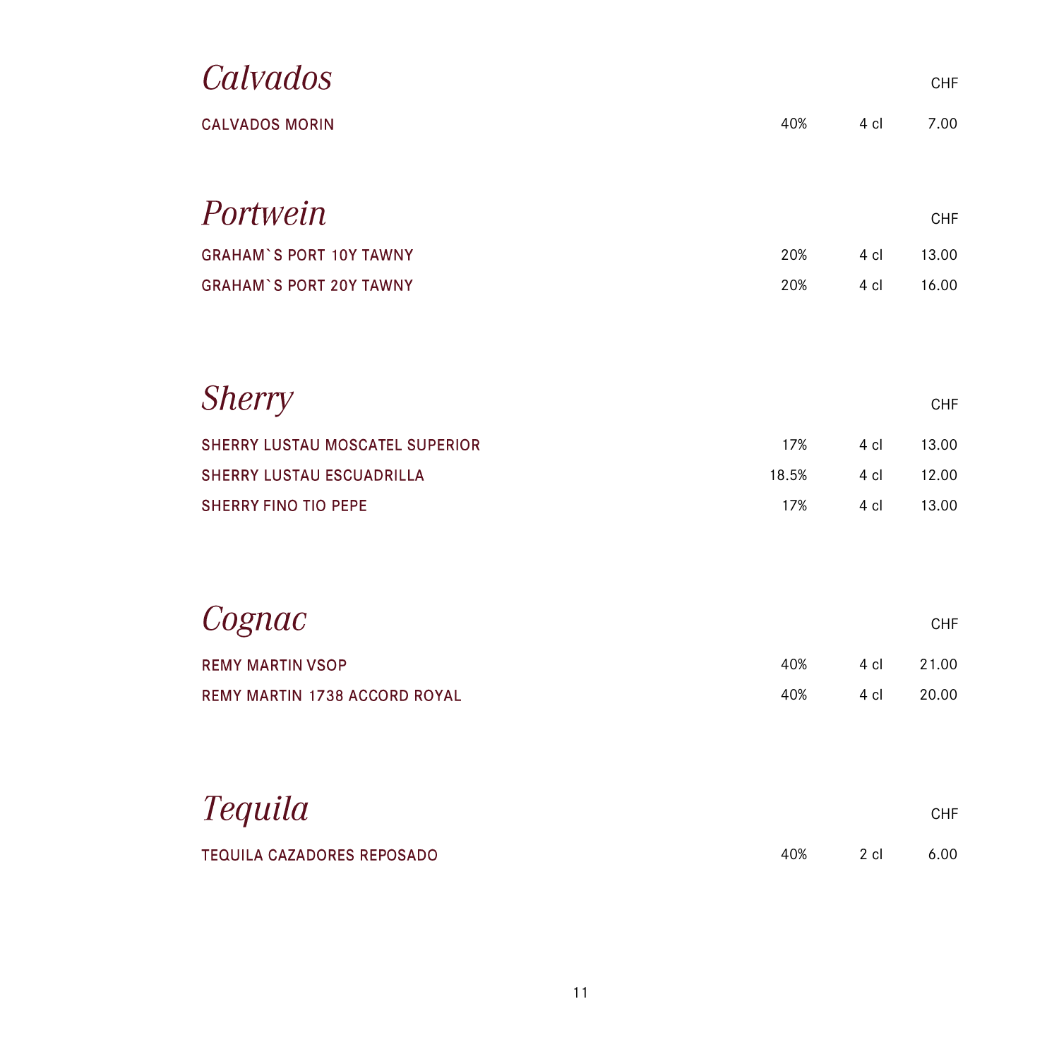## *Calvados*

| | | | CHF |
|---|---|---|---|
| CALVADOS MORIN | 40% | 4 cl | 7.00 |

## *Portwein*

| | | | CHF |
|---|---|---|---|
| GRAHAM`S PORT 10Y TAWNY | 20% | 4 cl | 13.00 |
| GRAHAM`S PORT 20Y TAWNY | 20% | 4 cl | 16.00 |

## *Sherry*

| | | | CHF |
|---|---|---|---|
| SHERRY LUSTAU MOSCATEL SUPERIOR | 17% | 4 cl | 13.00 |
| SHERRY LUSTAU ESCUADRILLA | 18.5% | 4 cl | 12.00 |
| SHERRY FINO TIO PEPE | 17% | 4 cl | 13.00 |

## *Cognac*

| | | | CHF |
|---|---|---|---|
| REMY MARTIN VSOP | 40% | 4 cl | 21.00 |
| REMY MARTIN 1738 ACCORD ROYAL | 40% | 4 cl | 20.00 |

## *Tequila*

| | | | CHF |
|---|---|---|---|
| TEQUILA CAZADORES REPOSADO | 40% | 2 cl | 6.00 |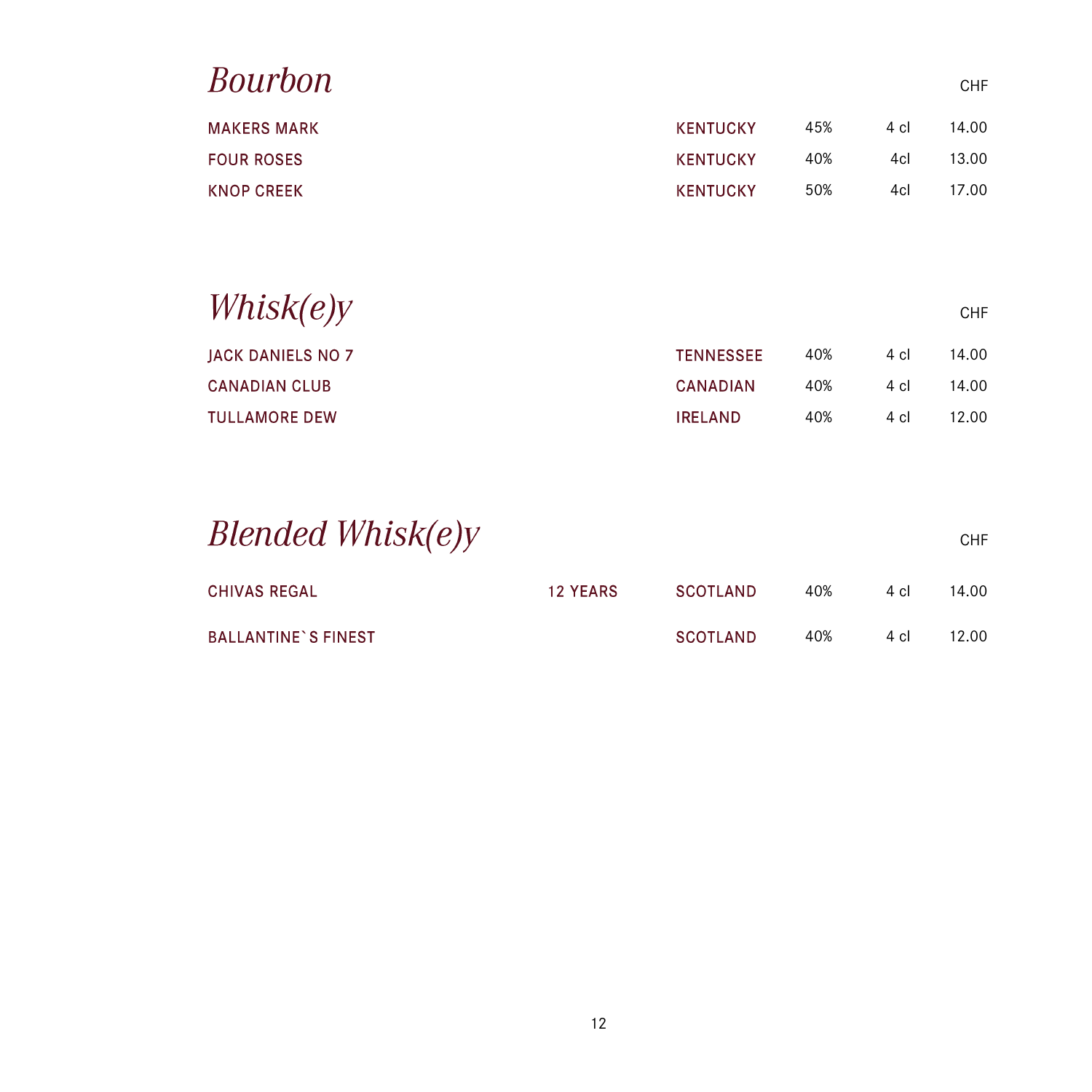## *Bourbon*

| | | | | | CHF |
|---|---|---|---|---|---|
| MAKERS MARK | | KENTUCKY | 45% | 4 cl | 14.00 |
| FOUR ROSES | | KENTUCKY | 40% | 4cl | 13.00 |
| KNOP CREEK | | KENTUCKY | 50% | 4cl | 17.00 |

## *Whisk(e)y*

| | | | | | CHF |
|---|---|---|---|---|---|
| JACK DANIELS NO 7 | | TENNESSEE | 40% | 4 cl | 14.00 |
| CANADIAN CLUB | | CANADIAN | 40% | 4 cl | 14.00 |
| TULLAMORE DEW | | IRELAND | 40% | 4 cl | 12.00 |

## *Blended Whisk(e)y*

| | | | | | CHF |
|---|---|---|---|---|---|
| CHIVAS REGAL | 12 YEARS | SCOTLAND | 40% | 4 cl | 14.00 |
| BALLANTINE`S FINEST | | SCOTLAND | 40% | 4 cl | 12.00 |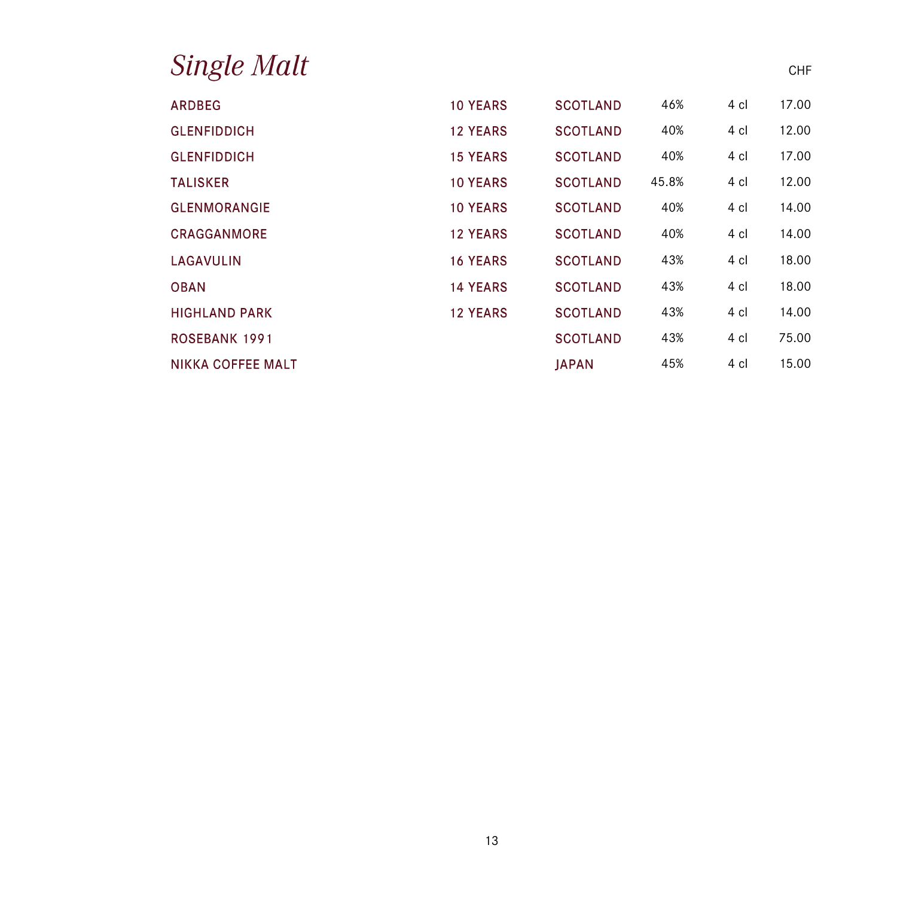# *Single Malt*

| | | | | | CHF |
|---|---|---|---|---|---|
| ARDBEG | 10 YEARS | SCOTLAND | 46% | 4 cl | 17.00 |
| GLENFIDDICH | 12 YEARS | SCOTLAND | 40% | 4 cl | 12.00 |
| GLENFIDDICH | 15 YEARS | SCOTLAND | 40% | 4 cl | 17.00 |
| TALISKER | 10 YEARS | SCOTLAND | 45.8% | 4 cl | 12.00 |
| GLENMORANGIE | 10 YEARS | SCOTLAND | 40% | 4 cl | 14.00 |
| CRAGGANMORE | 12 YEARS | SCOTLAND | 40% | 4 cl | 14.00 |
| LAGAVULIN | 16 YEARS | SCOTLAND | 43% | 4 cl | 18.00 |
| OBAN | 14 YEARS | SCOTLAND | 43% | 4 cl | 18.00 |
| HIGHLAND PARK | 12 YEARS | SCOTLAND | 43% | 4 cl | 14.00 |
| ROSEBANK 1991 | | SCOTLAND | 43% | 4 cl | 75.00 |
| NIKKA COFFEE MALT | | JAPAN | 45% | 4 cl | 15.00 |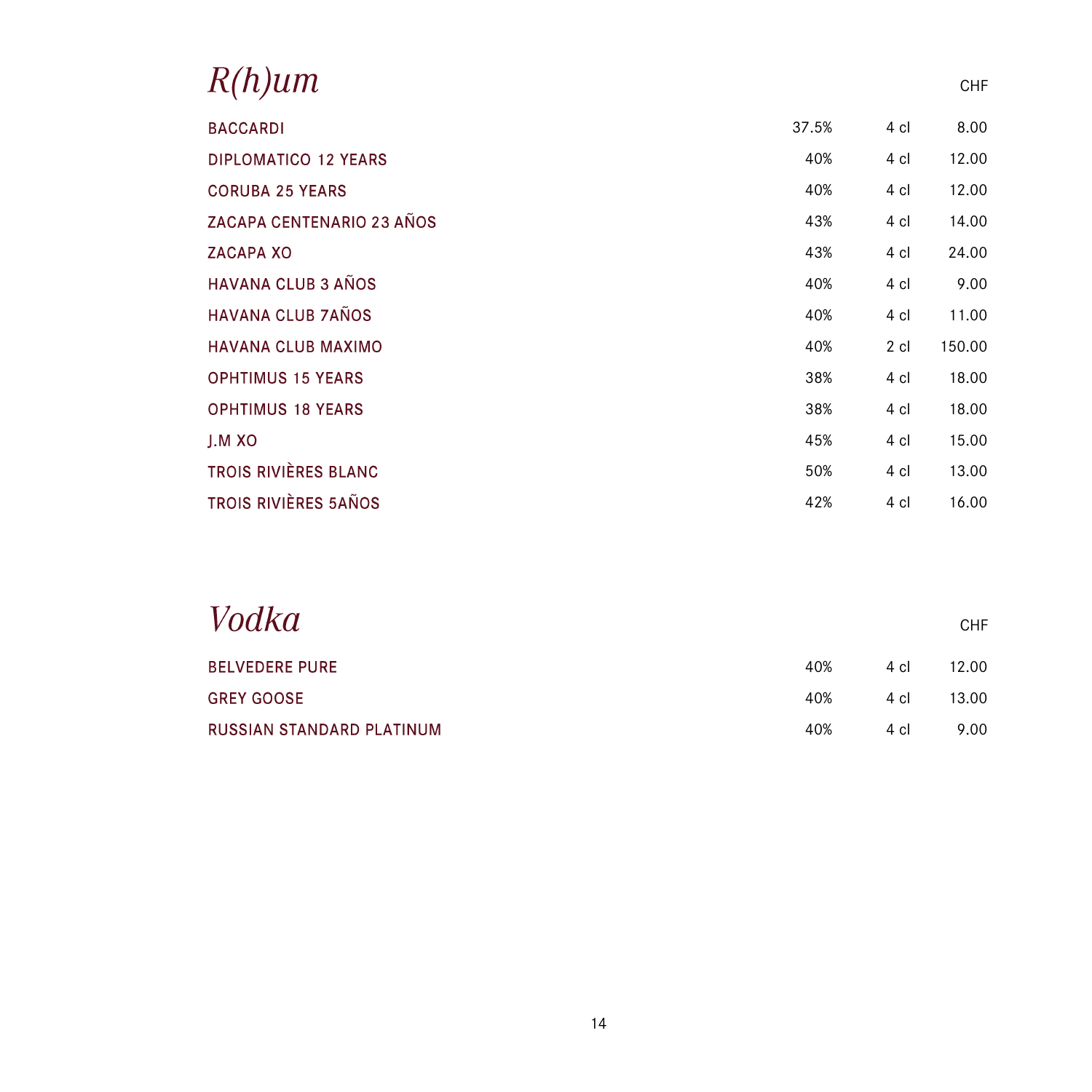# *R(h)um*

| | | | CHF |
|---|---|---|---|
| BACCARDI | 37.5% | 4 cl | 8.00 |
| DIPLOMATICO 12 YEARS | 40% | 4 cl | 12.00 |
| CORUBA 25 YEARS | 40% | 4 cl | 12.00 |
| ZACAPA CENTENARIO 23 AÑOS | 43% | 4 cl | 14.00 |
| ZACAPA XO | 43% | 4 cl | 24.00 |
| HAVANA CLUB 3 AÑOS | 40% | 4 cl | 9.00 |
| HAVANA CLUB 7AÑOS | 40% | 4 cl | 11.00 |
| HAVANA CLUB MAXIMO | 40% | 2 cl | 150.00 |
| OPHTIMUS 15 YEARS | 38% | 4 cl | 18.00 |
| OPHTIMUS 18 YEARS | 38% | 4 cl | 18.00 |
| J.M XO | 45% | 4 cl | 15.00 |
| TROIS RIVIÈRES BLANC | 50% | 4 cl | 13.00 |
| TROIS RIVIÈRES 5AÑOS | 42% | 4 cl | 16.00 |

# *Vodka*

| | | | CHF |
|---|---|---|---|
| BELVEDERE PURE | 40% | 4 cl | 12.00 |
| GREY GOOSE | 40% | 4 cl | 13.00 |
| RUSSIAN STANDARD PLATINUM | 40% | 4 cl | 9.00 |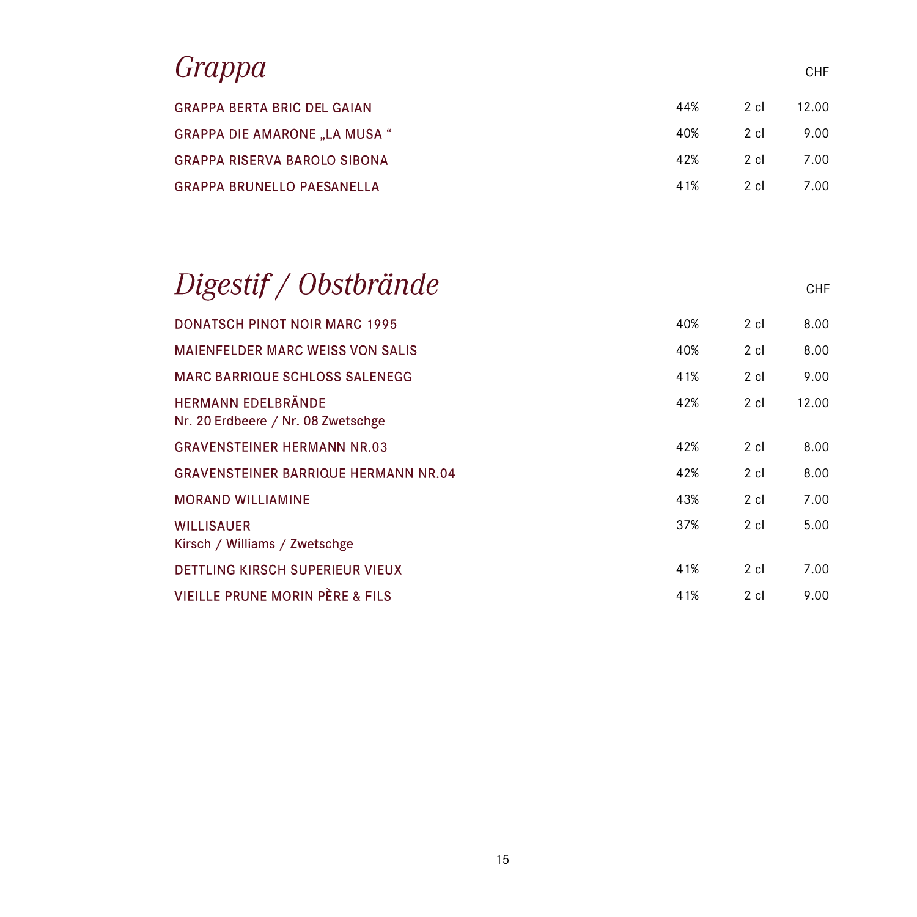# Grappa

| | | | CHF |
|---|---|---|---|
| GRAPPA BERTA BRIC DEL GAIAN | 44% | 2 cl | 12.00 |
| GRAPPA DIE AMARONE „LA MUSA “ | 40% | 2 cl | 9.00 |
| GRAPPA RISERVA BAROLO SIBONA | 42% | 2 cl | 7.00 |
| GRAPPA BRUNELLO PAESANELLA | 41% | 2 cl | 7.00 |

# Digestif / Obstbrände

| | | | CHF |
|---|---|---|---|
| DONATSCH PINOT NOIR MARC 1995 | 40% | 2 cl | 8.00 |
| MAIENFELDER MARC WEISS VON SALIS | 40% | 2 cl | 8.00 |
| MARC BARRIQUE SCHLOSS SALENEGG | 41% | 2 cl | 9.00 |
| HERMANN EDELBRÄNDE<br>Nr. 20 Erdbeere / Nr. 08 Zwetschge | 42% | 2 cl | 12.00 |
| GRAVENSTEINER HERMANN NR.03 | 42% | 2 cl | 8.00 |
| GRAVENSTEINER BARRIQUE HERMANN NR.04 | 42% | 2 cl | 8.00 |
| MORAND WILLIAMINE | 43% | 2 cl | 7.00 |
| WILLISAUER<br>Kirsch / Williams / Zwetschge | 37% | 2 cl | 5.00 |
| DETTLING KIRSCH SUPERIEUR VIEUX | 41% | 2 cl | 7.00 |
| VIEILLE PRUNE MORIN PÈRE & FILS | 41% | 2 cl | 9.00 |